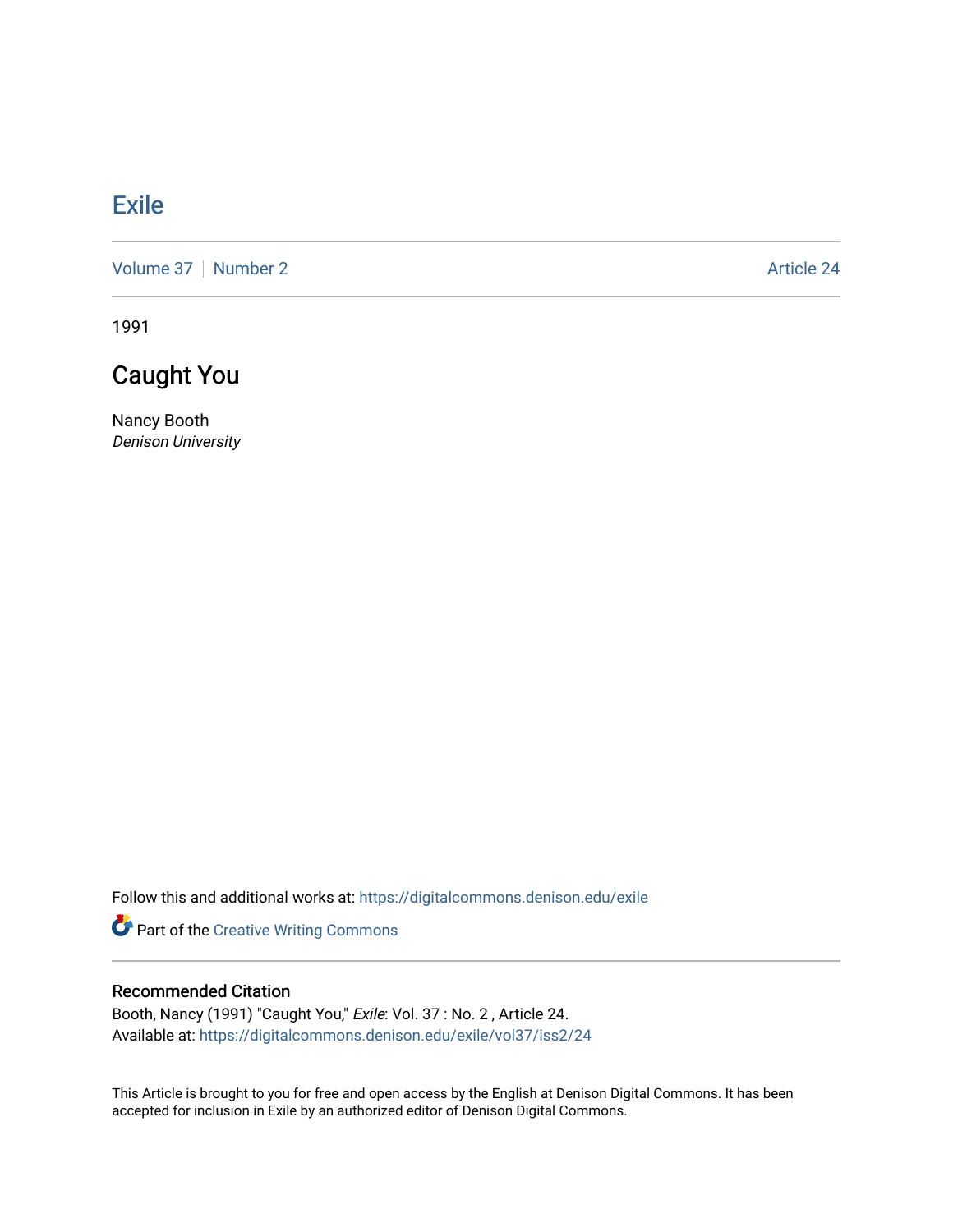# Exile

Volume 37 | Number 2 Article 24

1991

## Caught You

Nancy Booth
*Denison University*

Follow this and additional works at: https://digitalcommons.denison.edu/exile

Part of the Creative Writing Commons

### Recommended Citation

Booth, Nancy (1991) "Caught You," *Exile*: Vol. 37 : No. 2 , Article 24.
Available at: https://digitalcommons.denison.edu/exile/vol37/iss2/24

This Article is brought to you for free and open access by the English at Denison Digital Commons. It has been accepted for inclusion in Exile by an authorized editor of Denison Digital Commons.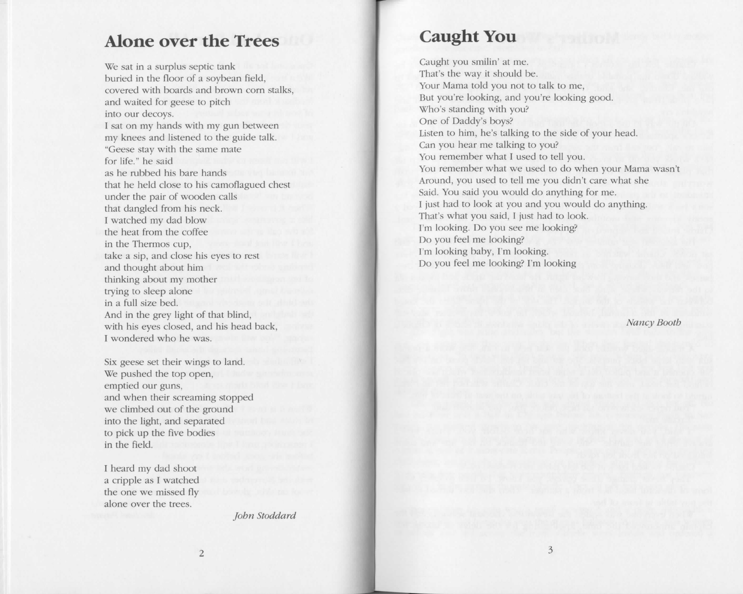# Alone over the Trees

We sat in a surplus septic tank
buried in the floor of a soybean field,
covered with boards and brown corn stalks,
and waited for geese to pitch
into our decoys.
I sat on my hands with my gun between
my knees and listened to the guide talk.
"Geese stay with the same mate
for life." he said
as he rubbed his bare hands
that he held close to his camoflagued chest
under the pair of wooden calls
that dangled from his neck.
I watched my dad blow
the heat from the coffee
in the Thermos cup,
take a sip, and close his eyes to rest
and thought about him
thinking about my mother
trying to sleep alone
in a full size bed.
And in the grey light of that blind,
with his eyes closed, and his head back,
I wondered who he was.

Six geese set their wings to land.
We pushed the top open,
emptied our guns,
and when their screaming stopped
we climbed out of the ground
into the light, and separated
to pick up the five bodies
in the field.

I heard my dad shoot
a cripple as I watched
the one we missed fly
alone over the trees.

*John Stoddard*

# Caught You

Caught you smilin' at me.
That's the way it should be.
Your Mama told you not to talk to me,
But you're looking, and you're looking good.
Who's standing with you?
One of Daddy's boys?
Listen to him, he's talking to the side of your head.
Can you hear me talking to you?
You remember what I used to tell you.
You remember what we used to do when your Mama wasn't
Around, you used to tell me you didn't care what she
Said. You said you would do anything for me.
I just had to look at you and you would do anything.
That's what you said, I just had to look.
I'm looking. Do you see me looking?
Do you feel me looking?
I'm looking baby, I'm looking.
Do you feel me looking? I'm looking

*Nancy Booth*